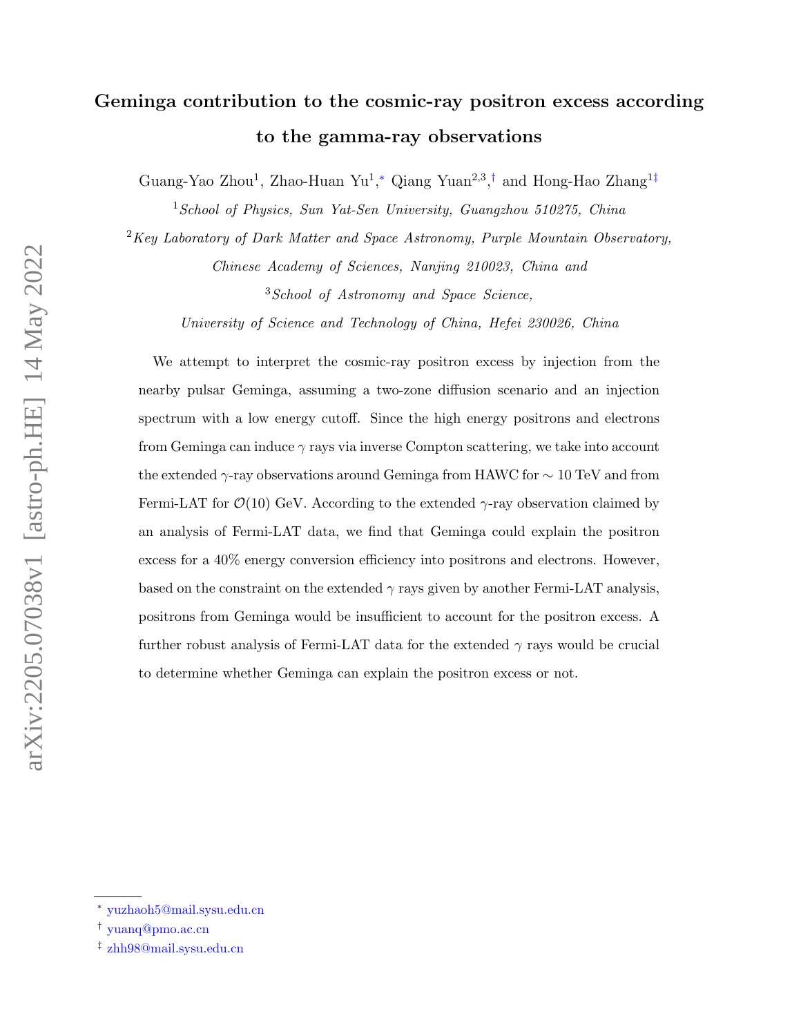# Geminga contribution to the cosmic-ray positron excess according to the gamma-ray observations

Guang-Yao Zhou[1], Zhao-Huan Yu[1],[*] Qiang Yuan[2,3],[†] and Hong-Hao Zhang[1‡]

[1] *School of Physics, Sun Yat-Sen University, Guangzhou 510275, China*

[2] *Key Laboratory of Dark Matter and Space Astronomy, Purple Mountain Observatory, Chinese Academy of Sciences, Nanjing 210023, China and*

[3] *School of Astronomy and Space Science, University of Science and Technology of China, Hefei 230026, China*

We attempt to interpret the cosmic-ray positron excess by injection from the nearby pulsar Geminga, assuming a two-zone diffusion scenario and an injection spectrum with a low energy cutoff. Since the high energy positrons and electrons from Geminga can induce $\gamma$ rays via inverse Compton scattering, we take into account the extended $\gamma$-ray observations around Geminga from HAWC for $\sim 10$ TeV and from Fermi-LAT for $\mathcal{O}(10)$ GeV. According to the extended $\gamma$-ray observation claimed by an analysis of Fermi-LAT data, we find that Geminga could explain the positron excess for a 40% energy conversion efficiency into positrons and electrons. However, based on the constraint on the extended $\gamma$ rays given by another Fermi-LAT analysis, positrons from Geminga would be insufficient to account for the positron excess. A further robust analysis of Fermi-LAT data for the extended $\gamma$ rays would be crucial to determine whether Geminga can explain the positron excess or not.

---

[*] yuzhaoh5@mail.sysu.edu.cn

[†] yuanq@pmo.ac.cn

[‡] zhh98@mail.sysu.edu.cn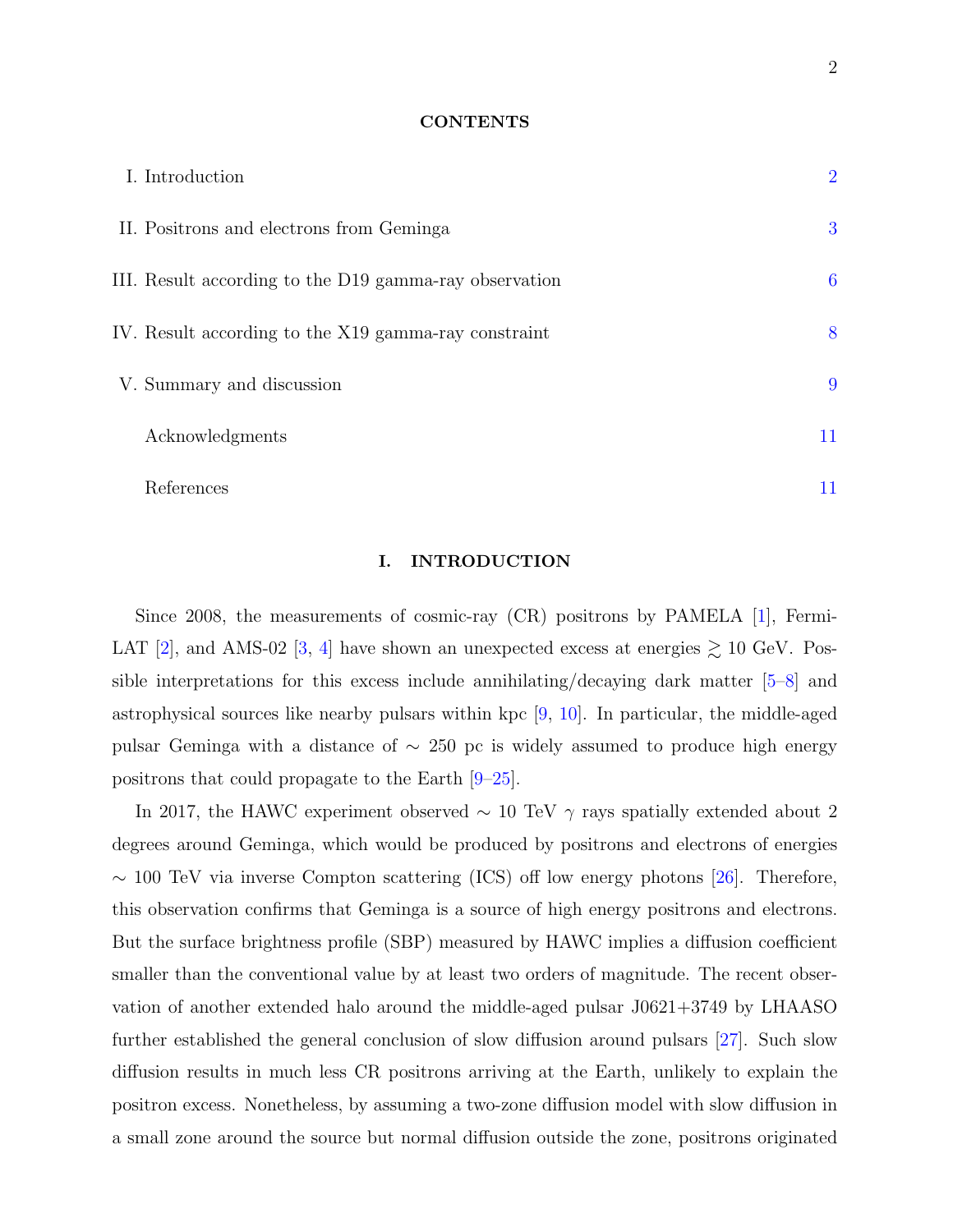**CONTENTS**

| | |
|---|---|
| I. Introduction | 2 |
| II. Positrons and electrons from Geminga | 3 |
| III. Result according to the D19 gamma-ray observation | 6 |
| IV. Result according to the X19 gamma-ray constraint | 8 |
| V. Summary and discussion | 9 |
| Acknowledgments | 11 |
| References | 11 |

## I. INTRODUCTION

Since 2008, the measurements of cosmic-ray (CR) positrons by PAMELA [1], Fermi-LAT [2], and AMS-02 [3, 4] have shown an unexpected excess at energies $\gtrsim 10$ GeV. Possible interpretations for this excess include annihilating/decaying dark matter [5–8] and astrophysical sources like nearby pulsars within kpc [9, 10]. In particular, the middle-aged pulsar Geminga with a distance of $\sim 250$ pc is widely assumed to produce high energy positrons that could propagate to the Earth [9–25].

In 2017, the HAWC experiment observed $\sim 10$ TeV $\gamma$ rays spatially extended about 2 degrees around Geminga, which would be produced by positrons and electrons of energies $\sim 100$ TeV via inverse Compton scattering (ICS) off low energy photons [26]. Therefore, this observation confirms that Geminga is a source of high energy positrons and electrons. But the surface brightness profile (SBP) measured by HAWC implies a diffusion coefficient smaller than the conventional value by at least two orders of magnitude. The recent observation of another extended halo around the middle-aged pulsar J0621+3749 by LHAASO further established the general conclusion of slow diffusion around pulsars [27]. Such slow diffusion results in much less CR positrons arriving at the Earth, unlikely to explain the positron excess. Nonetheless, by assuming a two-zone diffusion model with slow diffusion in a small zone around the source but normal diffusion outside the zone, positrons originated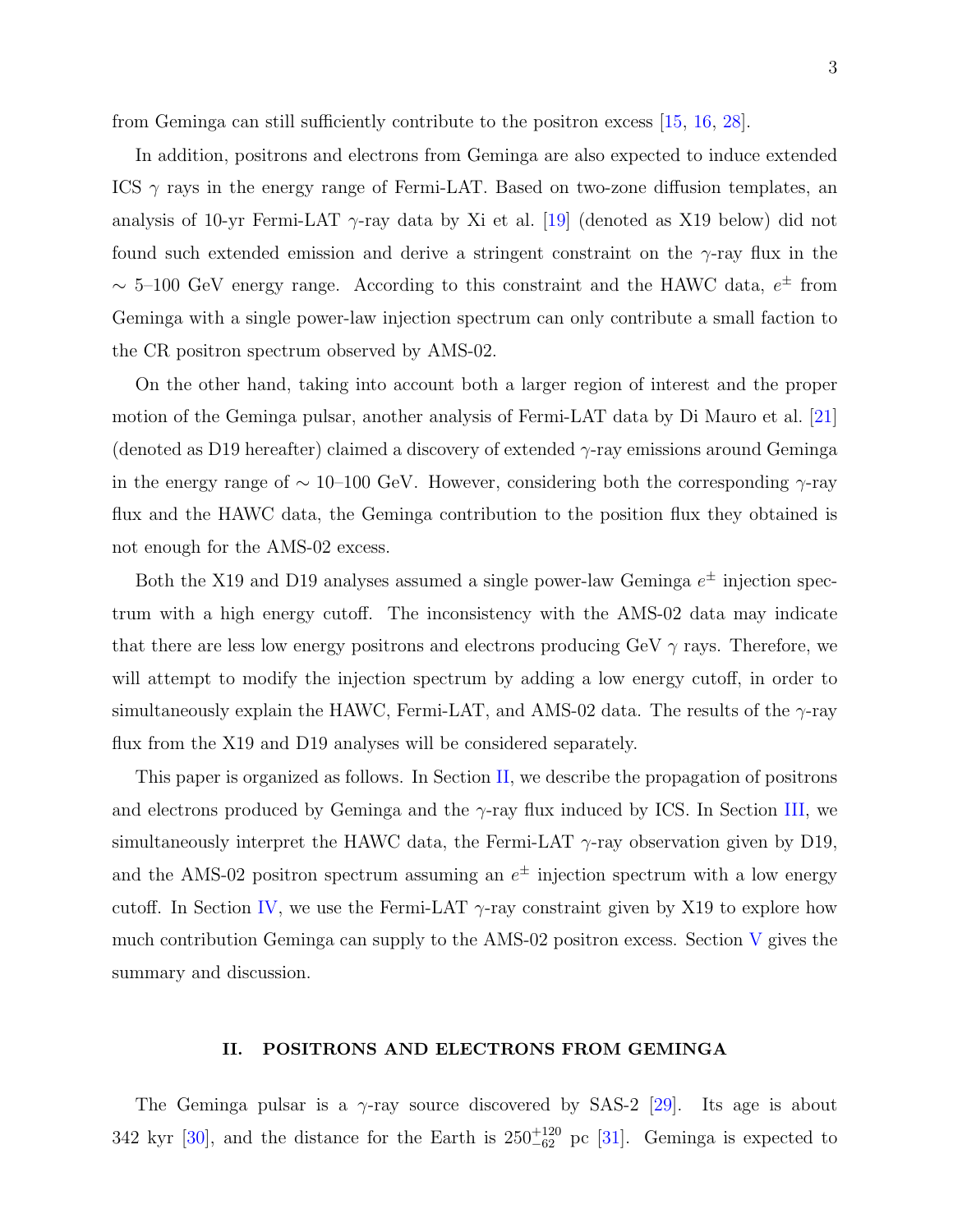from Geminga can still sufficiently contribute to the positron excess [15, 16, 28].

In addition, positrons and electrons from Geminga are also expected to induce extended ICS $\gamma$ rays in the energy range of Fermi-LAT. Based on two-zone diffusion templates, an analysis of 10-yr Fermi-LAT $\gamma$-ray data by Xi et al. [19] (denoted as X19 below) did not found such extended emission and derive a stringent constraint on the $\gamma$-ray flux in the $\sim$ 5–100 GeV energy range. According to this constraint and the HAWC data, $e^{\pm}$ from Geminga with a single power-law injection spectrum can only contribute a small faction to the CR positron spectrum observed by AMS-02.

On the other hand, taking into account both a larger region of interest and the proper motion of the Geminga pulsar, another analysis of Fermi-LAT data by Di Mauro et al. [21] (denoted as D19 hereafter) claimed a discovery of extended $\gamma$-ray emissions around Geminga in the energy range of $\sim$ 10–100 GeV. However, considering both the corresponding $\gamma$-ray flux and the HAWC data, the Geminga contribution to the position flux they obtained is not enough for the AMS-02 excess.

Both the X19 and D19 analyses assumed a single power-law Geminga $e^{\pm}$ injection spectrum with a high energy cutoff. The inconsistency with the AMS-02 data may indicate that there are less low energy positrons and electrons producing GeV $\gamma$ rays. Therefore, we will attempt to modify the injection spectrum by adding a low energy cutoff, in order to simultaneously explain the HAWC, Fermi-LAT, and AMS-02 data. The results of the $\gamma$-ray flux from the X19 and D19 analyses will be considered separately.

This paper is organized as follows. In Section II, we describe the propagation of positrons and electrons produced by Geminga and the $\gamma$-ray flux induced by ICS. In Section III, we simultaneously interpret the HAWC data, the Fermi-LAT $\gamma$-ray observation given by D19, and the AMS-02 positron spectrum assuming an $e^{\pm}$ injection spectrum with a low energy cutoff. In Section IV, we use the Fermi-LAT $\gamma$-ray constraint given by X19 to explore how much contribution Geminga can supply to the AMS-02 positron excess. Section V gives the summary and discussion.

## II. POSITRONS AND ELECTRONS FROM GEMINGA

The Geminga pulsar is a $\gamma$-ray source discovered by SAS-2 [29]. Its age is about 342 kyr [30], and the distance for the Earth is $250^{+120}_{-62}$ pc [31]. Geminga is expected to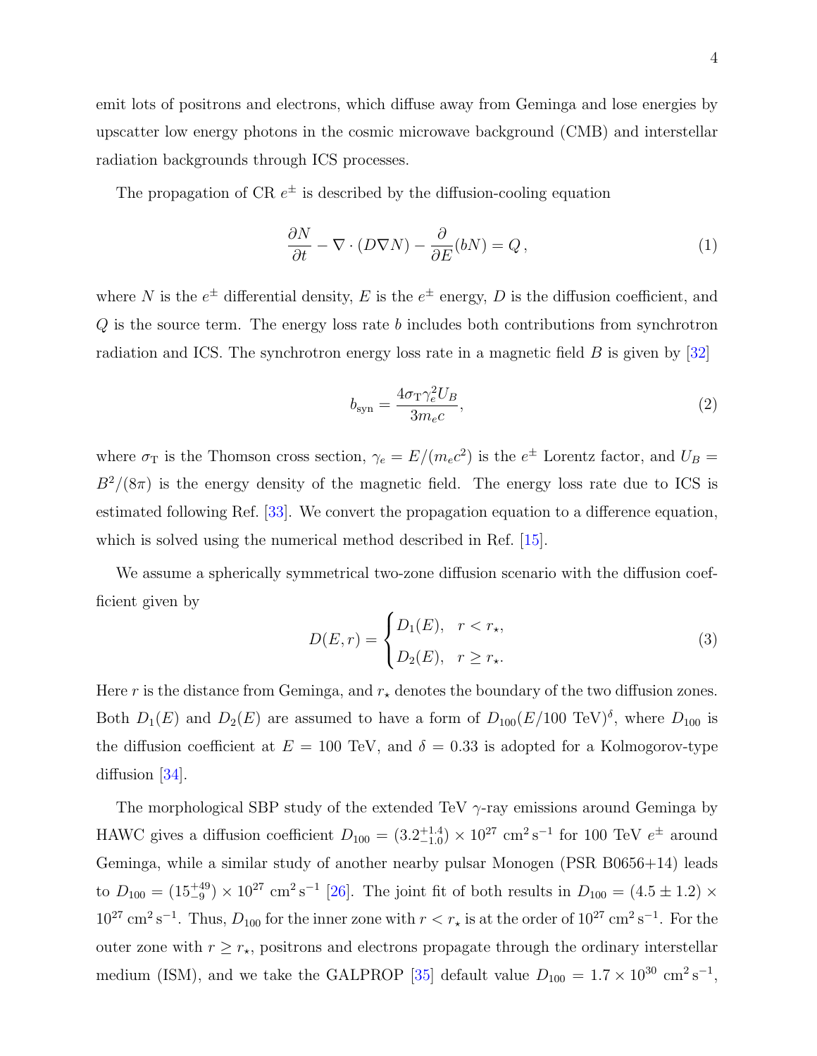emit lots of positrons and electrons, which diffuse away from Geminga and lose energies by upscatter low energy photons in the cosmic microwave background (CMB) and interstellar radiation backgrounds through ICS processes.

The propagation of CR $e^{\pm}$ is described by the diffusion-cooling equation

$$\frac{\partial N}{\partial t} - \nabla \cdot (D \nabla N) - \frac{\partial}{\partial E}(bN) = Q\,, \tag{1}$$

where $N$ is the $e^{\pm}$ differential density, $E$ is the $e^{\pm}$ energy, $D$ is the diffusion coefficient, and $Q$ is the source term. The energy loss rate $b$ includes both contributions from synchrotron radiation and ICS. The synchrotron energy loss rate in a magnetic field $B$ is given by [32]

$$b_{\rm syn} = \frac{4\sigma_{\rm T}\gamma_e^2 U_B}{3 m_e c}, \tag{2}$$

where $\sigma_{\rm T}$ is the Thomson cross section, $\gamma_e = E/(m_e c^2)$ is the $e^{\pm}$ Lorentz factor, and $U_B = B^2/(8\pi)$ is the energy density of the magnetic field. The energy loss rate due to ICS is estimated following Ref. [33]. We convert the propagation equation to a difference equation, which is solved using the numerical method described in Ref. [15].

We assume a spherically symmetrical two-zone diffusion scenario with the diffusion coefficient given by

$$D(E, r) = \begin{cases} D_1(E), & r < r_\star, \\ D_2(E), & r \geq r_\star. \end{cases} \tag{3}$$

Here $r$ is the distance from Geminga, and $r_\star$ denotes the boundary of the two diffusion zones. Both $D_1(E)$ and $D_2(E)$ are assumed to have a form of $D_{100}(E/100\ {\rm TeV})^{\delta}$, where $D_{100}$ is the diffusion coefficient at $E = 100$ TeV, and $\delta = 0.33$ is adopted for a Kolmogorov-type diffusion [34].

The morphological SBP study of the extended TeV $\gamma$-ray emissions around Geminga by HAWC gives a diffusion coefficient $D_{100} = (3.2^{+1.4}_{-1.0}) \times 10^{27}\ {\rm cm^2\,s^{-1}}$ for 100 TeV $e^{\pm}$ around Geminga, while a similar study of another nearby pulsar Monogen (PSR B0656+14) leads to $D_{100} = (15^{+49}_{-9}) \times 10^{27}\ {\rm cm^2\,s^{-1}}$ [26]. The joint fit of both results in $D_{100} = (4.5 \pm 1.2) \times 10^{27}\ {\rm cm^2\,s^{-1}}$. Thus, $D_{100}$ for the inner zone with $r < r_\star$ is at the order of $10^{27}\ {\rm cm^2\,s^{-1}}$. For the outer zone with $r \geq r_\star$, positrons and electrons propagate through the ordinary interstellar medium (ISM), and we take the GALPROP [35] default value $D_{100} = 1.7 \times 10^{30}\ {\rm cm^2\,s^{-1}}$,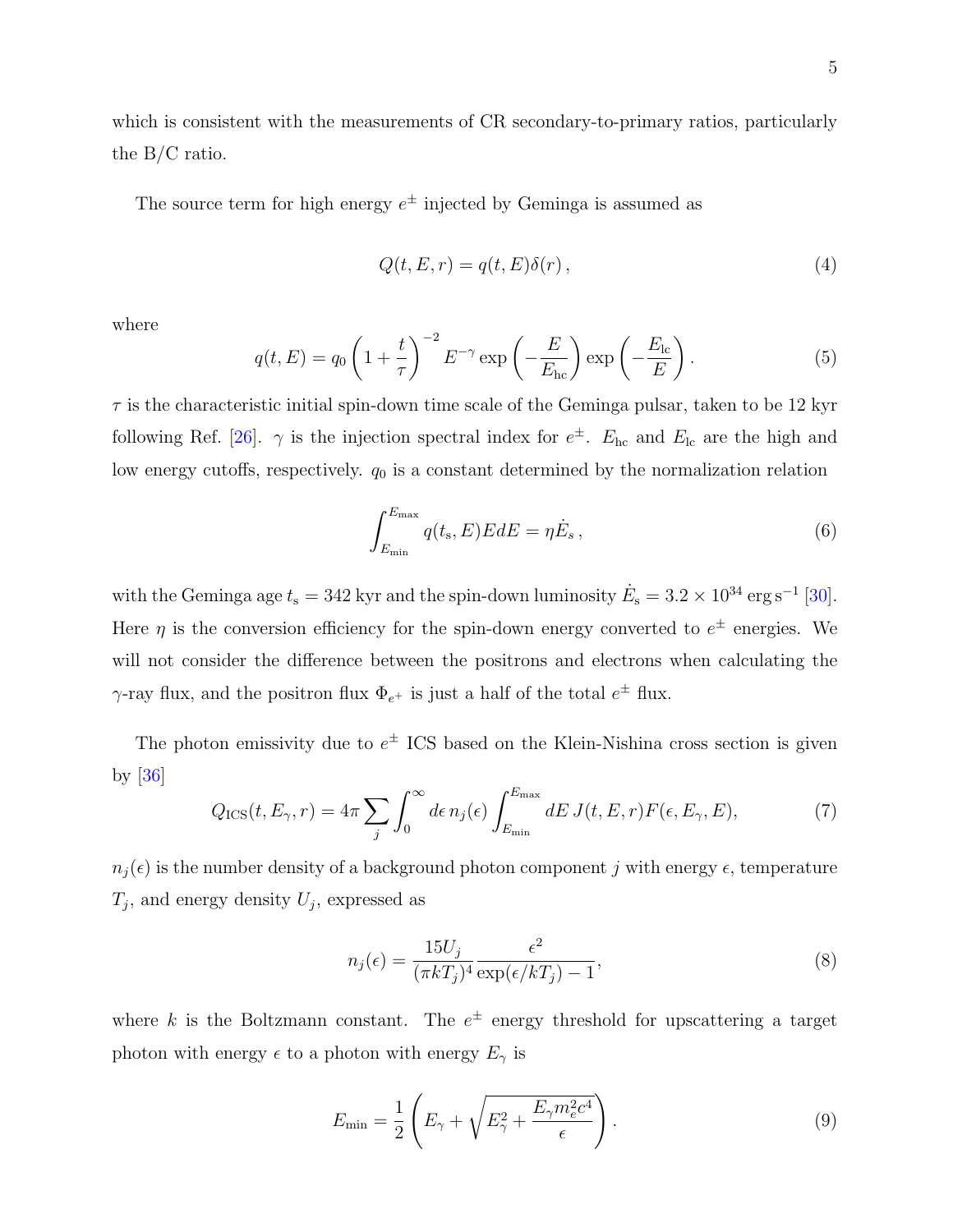which is consistent with the measurements of CR secondary-to-primary ratios, particularly the B/C ratio.

The source term for high energy $e^{\pm}$ injected by Geminga is assumed as

$$Q(t, E, r) = q(t, E)\delta(r)\,, \tag{4}$$

where

$$q(t, E) = q_0 \left(1 + \frac{t}{\tau}\right)^{-2} E^{-\gamma} \exp\left(-\frac{E}{E_{\rm hc}}\right) \exp\left(-\frac{E_{\rm lc}}{E}\right). \tag{5}$$

$\tau$ is the characteristic initial spin-down time scale of the Geminga pulsar, taken to be 12 kyr following Ref. [26]. $\gamma$ is the injection spectral index for $e^{\pm}$. $E_{\rm hc}$ and $E_{\rm lc}$ are the high and low energy cutoffs, respectively. $q_0$ is a constant determined by the normalization relation

$$\int_{E_{\rm min}}^{E_{\rm max}} q(t_{\rm s}, E) E dE = \eta \dot{E}_s\,, \tag{6}$$

with the Geminga age $t_{\rm s} = 342$ kyr and the spin-down luminosity $\dot{E}_{\rm s} = 3.2 \times 10^{34}\,{\rm erg\,s^{-1}}$ [30]. Here $\eta$ is the conversion efficiency for the spin-down energy converted to $e^{\pm}$ energies. We will not consider the difference between the positrons and electrons when calculating the $\gamma$-ray flux, and the positron flux $\Phi_{e^+}$ is just a half of the total $e^{\pm}$ flux.

The photon emissivity due to $e^{\pm}$ ICS based on the Klein-Nishina cross section is given by [36]

$$Q_{\rm ICS}(t, E_\gamma, r) = 4\pi \sum_j \int_0^\infty d\epsilon\, n_j(\epsilon) \int_{E_{\rm min}}^{E_{\rm max}} dE\, J(t, E, r) F(\epsilon, E_\gamma, E), \tag{7}$$

$n_j(\epsilon)$ is the number density of a background photon component $j$ with energy $\epsilon$, temperature $T_j$, and energy density $U_j$, expressed as

$$n_j(\epsilon) = \frac{15 U_j}{(\pi k T_j)^4} \frac{\epsilon^2}{\exp(\epsilon / kT_j) - 1}, \tag{8}$$

where $k$ is the Boltzmann constant. The $e^{\pm}$ energy threshold for upscattering a target photon with energy $\epsilon$ to a photon with energy $E_\gamma$ is

$$E_{\rm min} = \frac{1}{2} \left( E_\gamma + \sqrt{E_\gamma^2 + \frac{E_\gamma m_e^2 c^4}{\epsilon}} \right). \tag{9}$$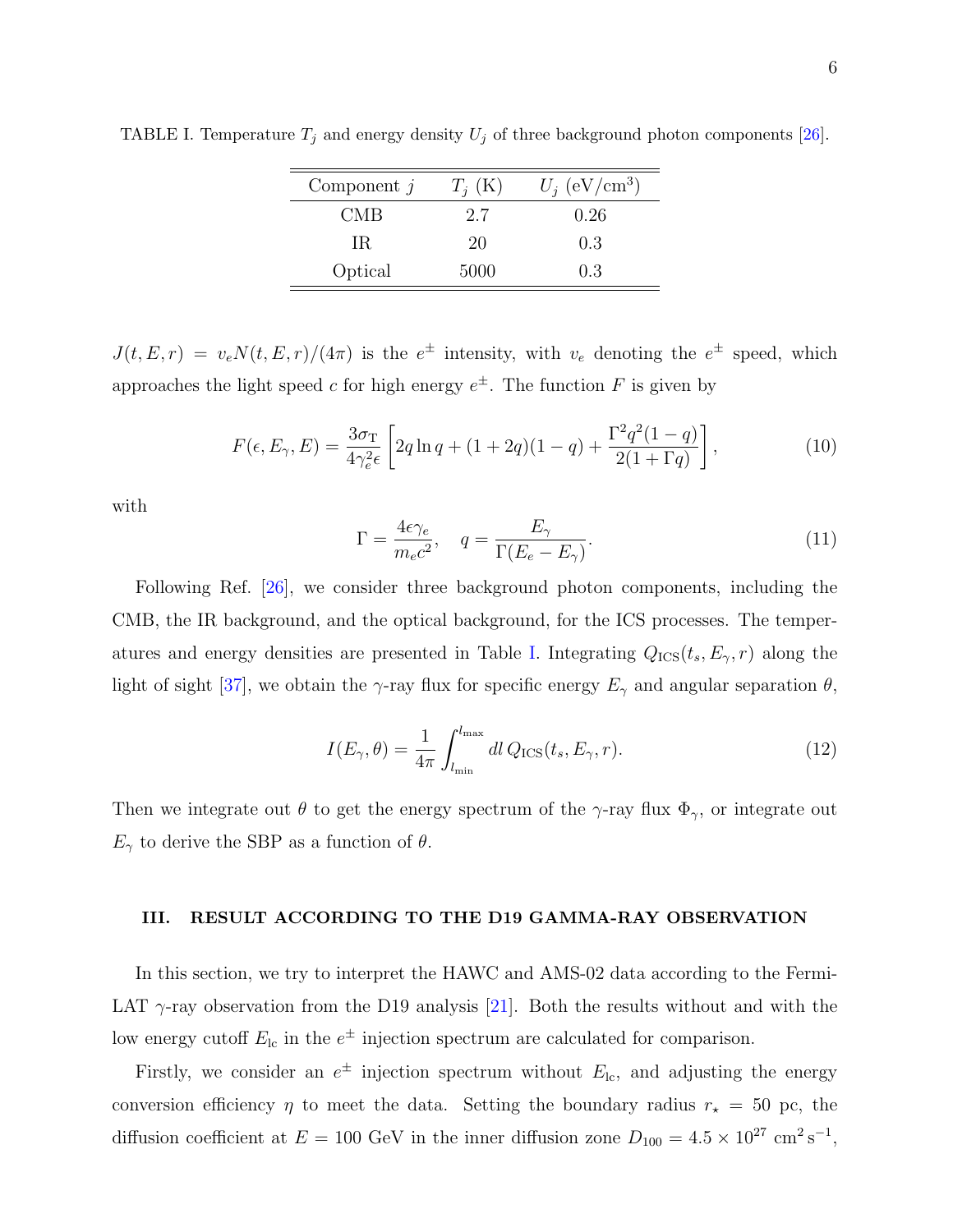TABLE I. Temperature $T_j$ and energy density $U_j$ of three background photon components [26].

| Component $j$ | $T_j$ (K) | $U_j$ (eV/cm$^3$) |
|---|---|---|
| CMB | 2.7 | 0.26 |
| IR | 20 | 0.3 |
| Optical | 5000 | 0.3 |

$J(t, E, r) = v_e N(t, E, r)/(4\pi)$ is the $e^\pm$ intensity, with $v_e$ denoting the $e^\pm$ speed, which approaches the light speed $c$ for high energy $e^\pm$. The function $F$ is given by

$$F(\epsilon, E_\gamma, E) = \frac{3\sigma_\mathrm{T}}{4\gamma_e^2 \epsilon}\left[2q\ln q + (1+2q)(1-q) + \frac{\Gamma^2 q^2(1-q)}{2(1+\Gamma q)}\right], \tag{10}$$

with

$$\Gamma = \frac{4\epsilon\gamma_e}{m_e c^2}, \quad q = \frac{E_\gamma}{\Gamma(E_e - E_\gamma)}. \tag{11}$$

Following Ref. [26], we consider three background photon components, including the CMB, the IR background, and the optical background, for the ICS processes. The temperatures and energy densities are presented in Table I. Integrating $Q_\mathrm{ICS}(t_s, E_\gamma, r)$ along the light of sight [37], we obtain the $\gamma$-ray flux for specific energy $E_\gamma$ and angular separation $\theta$,

$$I(E_\gamma, \theta) = \frac{1}{4\pi}\int_{l_\mathrm{min}}^{l_\mathrm{max}} dl\, Q_\mathrm{ICS}(t_s, E_\gamma, r). \tag{12}$$

Then we integrate out $\theta$ to get the energy spectrum of the $\gamma$-ray flux $\Phi_\gamma$, or integrate out $E_\gamma$ to derive the SBP as a function of $\theta$.

### III. RESULT ACCORDING TO THE D19 GAMMA-RAY OBSERVATION

In this section, we try to interpret the HAWC and AMS-02 data according to the Fermi-LAT $\gamma$-ray observation from the D19 analysis [21]. Both the results without and with the low energy cutoff $E_\mathrm{lc}$ in the $e^\pm$ injection spectrum are calculated for comparison.

Firstly, we consider an $e^\pm$ injection spectrum without $E_\mathrm{lc}$, and adjusting the energy conversion efficiency $\eta$ to meet the data. Setting the boundary radius $r_\star = 50$ pc, the diffusion coefficient at $E = 100$ GeV in the inner diffusion zone $D_{100} = 4.5 \times 10^{27}$ cm$^2$ s$^{-1}$,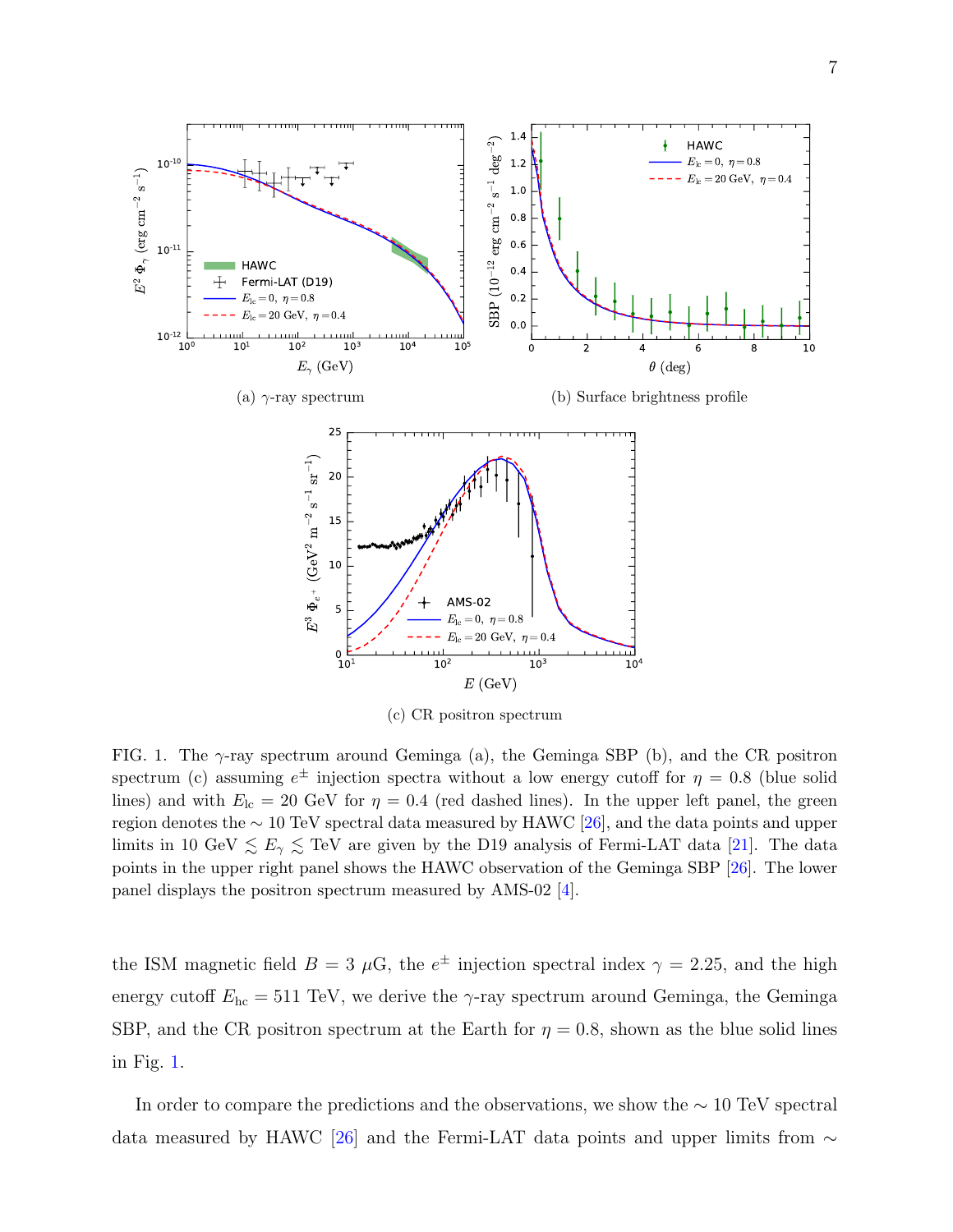(a) $\gamma$-ray spectrum

(b) Surface brightness profile

(c) CR positron spectrum

FIG. 1. The $\gamma$-ray spectrum around Geminga (a), the Geminga SBP (b), and the CR positron spectrum (c) assuming $e^{\pm}$ injection spectra without a low energy cutoff for $\eta = 0.8$ (blue solid lines) and with $E_{\rm lc} = 20$ GeV for $\eta = 0.4$ (red dashed lines). In the upper left panel, the green region denotes the $\sim 10$ TeV spectral data measured by HAWC [26], and the data points and upper limits in 10 GeV $\lesssim E_\gamma \lesssim$ TeV are given by the D19 analysis of Fermi-LAT data [21]. The data points in the upper right panel shows the HAWC observation of the Geminga SBP [26]. The lower panel displays the positron spectrum measured by AMS-02 [4].

the ISM magnetic field $B = 3$ $\mu$G, the $e^{\pm}$ injection spectral index $\gamma = 2.25$, and the high energy cutoff $E_{\rm hc} = 511$ TeV, we derive the $\gamma$-ray spectrum around Geminga, the Geminga SBP, and the CR positron spectrum at the Earth for $\eta = 0.8$, shown as the blue solid lines in Fig. 1.

In order to compare the predictions and the observations, we show the $\sim 10$ TeV spectral data measured by HAWC [26] and the Fermi-LAT data points and upper limits from $\sim$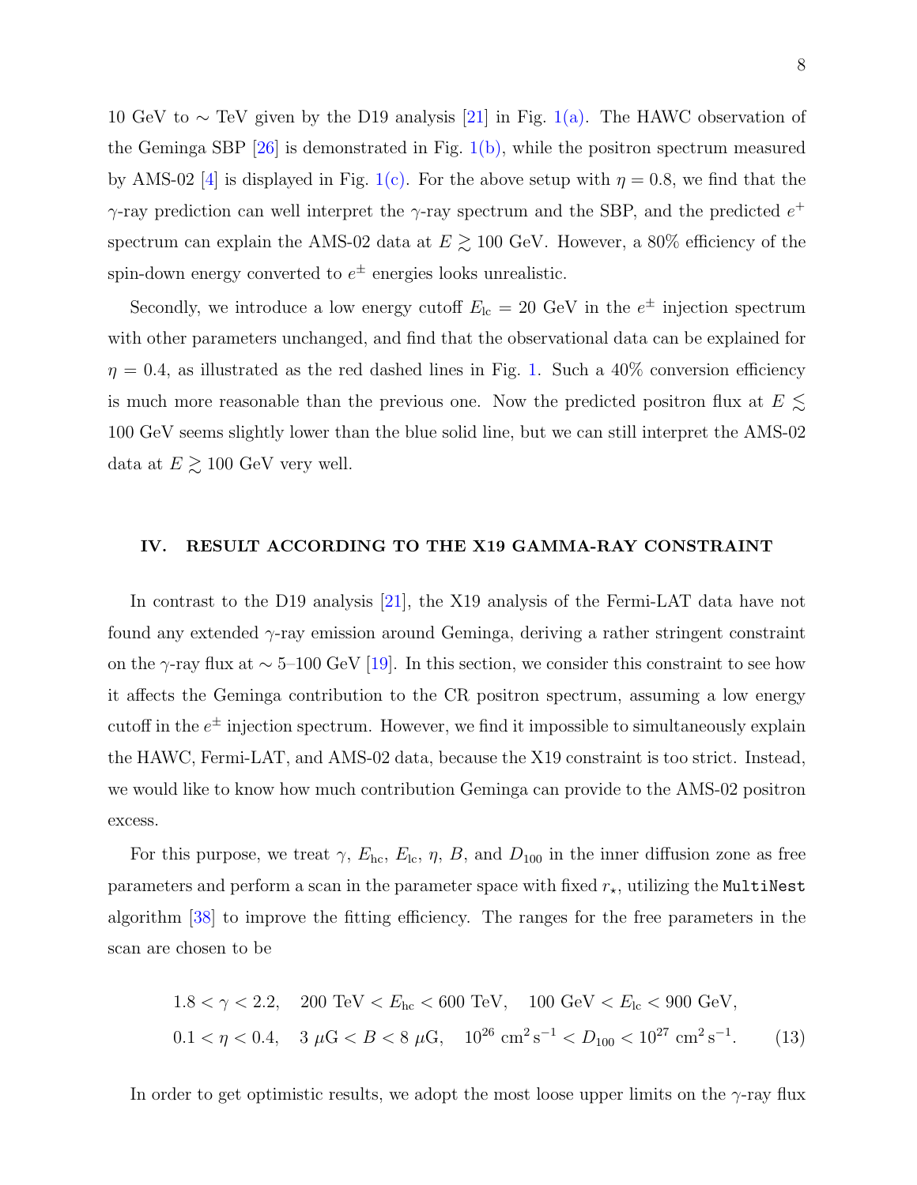10 GeV to $\sim$ TeV given by the D19 analysis [21] in Fig. 1(a). The HAWC observation of the Geminga SBP [26] is demonstrated in Fig. 1(b), while the positron spectrum measured by AMS-02 [4] is displayed in Fig. 1(c). For the above setup with $\eta = 0.8$, we find that the $\gamma$-ray prediction can well interpret the $\gamma$-ray spectrum and the SBP, and the predicted $e^+$ spectrum can explain the AMS-02 data at $E \gtrsim 100$ GeV. However, a 80% efficiency of the spin-down energy converted to $e^\pm$ energies looks unrealistic.

Secondly, we introduce a low energy cutoff $E_{\rm lc} = 20$ GeV in the $e^\pm$ injection spectrum with other parameters unchanged, and find that the observational data can be explained for $\eta = 0.4$, as illustrated as the red dashed lines in Fig. 1. Such a 40% conversion efficiency is much more reasonable than the previous one. Now the predicted positron flux at $E \lesssim 100$ GeV seems slightly lower than the blue solid line, but we can still interpret the AMS-02 data at $E \gtrsim 100$ GeV very well.

## IV. RESULT ACCORDING TO THE X19 GAMMA-RAY CONSTRAINT

In contrast to the D19 analysis [21], the X19 analysis of the Fermi-LAT data have not found any extended $\gamma$-ray emission around Geminga, deriving a rather stringent constraint on the $\gamma$-ray flux at $\sim$ 5–100 GeV [19]. In this section, we consider this constraint to see how it affects the Geminga contribution to the CR positron spectrum, assuming a low energy cutoff in the $e^\pm$ injection spectrum. However, we find it impossible to simultaneously explain the HAWC, Fermi-LAT, and AMS-02 data, because the X19 constraint is too strict. Instead, we would like to know how much contribution Geminga can provide to the AMS-02 positron excess.

For this purpose, we treat $\gamma$, $E_{\rm hc}$, $E_{\rm lc}$, $\eta$, $B$, and $D_{100}$ in the inner diffusion zone as free parameters and perform a scan in the parameter space with fixed $r_\star$, utilizing the `MultiNest` algorithm [38] to improve the fitting efficiency. The ranges for the free parameters in the scan are chosen to be

$$
\begin{aligned}
&1.8 < \gamma < 2.2, \quad 200\ \text{TeV} < E_{\rm hc} < 600\ \text{TeV}, \quad 100\ \text{GeV} < E_{\rm lc} < 900\ \text{GeV}, \\
&0.1 < \eta < 0.4, \quad 3\ \mu\text{G} < B < 8\ \mu\text{G}, \quad 10^{26}\ \text{cm}^2\,\text{s}^{-1} < D_{100} < 10^{27}\ \text{cm}^2\,\text{s}^{-1}.
\end{aligned}
\tag{13}
$$

In order to get optimistic results, we adopt the most loose upper limits on the $\gamma$-ray flux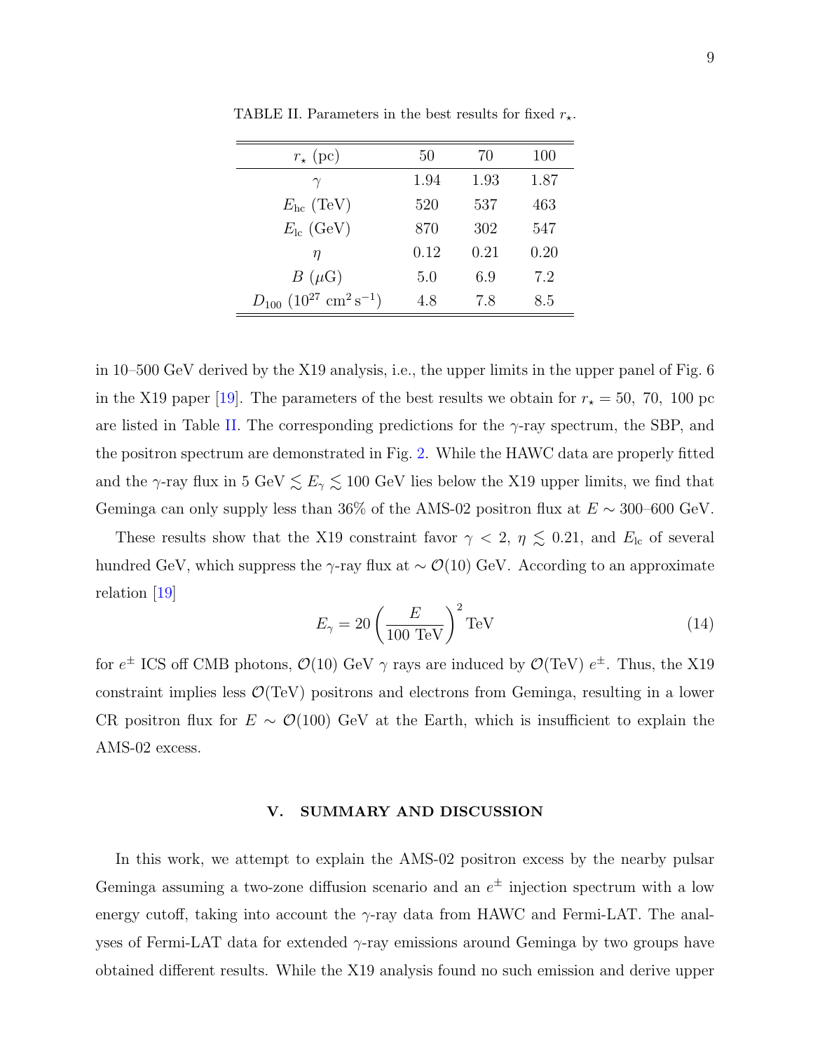TABLE II. Parameters in the best results for fixed $r_\star$.

| $r_\star$ (pc) | 50 | 70 | 100 |
|---|---|---|---|
| $\gamma$ | 1.94 | 1.93 | 1.87 |
| $E_{\rm hc}$ (TeV) | 520 | 537 | 463 |
| $E_{\rm lc}$ (GeV) | 870 | 302 | 547 |
| $\eta$ | 0.12 | 0.21 | 0.20 |
| $B$ ($\mu$G) | 5.0 | 6.9 | 7.2 |
| $D_{100}$ ($10^{27}$ cm$^2$ s$^{-1}$) | 4.8 | 7.8 | 8.5 |

in 10–500 GeV derived by the X19 analysis, i.e., the upper limits in the upper panel of Fig. 6 in the X19 paper [19]. The parameters of the best results we obtain for $r_\star = 50,\ 70,\ 100$ pc are listed in Table II. The corresponding predictions for the $\gamma$-ray spectrum, the SBP, and the positron spectrum are demonstrated in Fig. 2. While the HAWC data are properly fitted and the $\gamma$-ray flux in 5 GeV $\lesssim E_\gamma \lesssim$ 100 GeV lies below the X19 upper limits, we find that Geminga can only supply less than 36% of the AMS-02 positron flux at $E \sim$ 300–600 GeV.

These results show that the X19 constraint favor $\gamma < 2$, $\eta \lesssim 0.21$, and $E_{\rm lc}$ of several hundred GeV, which suppress the $\gamma$-ray flux at $\sim \mathcal{O}(10)$ GeV. According to an approximate relation [19]

$$E_\gamma = 20 \left( \frac{E}{100\ \text{TeV}} \right)^2 \text{TeV} \tag{14}$$

for $e^\pm$ ICS off CMB photons, $\mathcal{O}(10)$ GeV $\gamma$ rays are induced by $\mathcal{O}$(TeV) $e^\pm$. Thus, the X19 constraint implies less $\mathcal{O}$(TeV) positrons and electrons from Geminga, resulting in a lower CR positron flux for $E \sim \mathcal{O}(100)$ GeV at the Earth, which is insufficient to explain the AMS-02 excess.

## V. SUMMARY AND DISCUSSION

In this work, we attempt to explain the AMS-02 positron excess by the nearby pulsar Geminga assuming a two-zone diffusion scenario and an $e^\pm$ injection spectrum with a low energy cutoff, taking into account the $\gamma$-ray data from HAWC and Fermi-LAT. The analyses of Fermi-LAT data for extended $\gamma$-ray emissions around Geminga by two groups have obtained different results. While the X19 analysis found no such emission and derive upper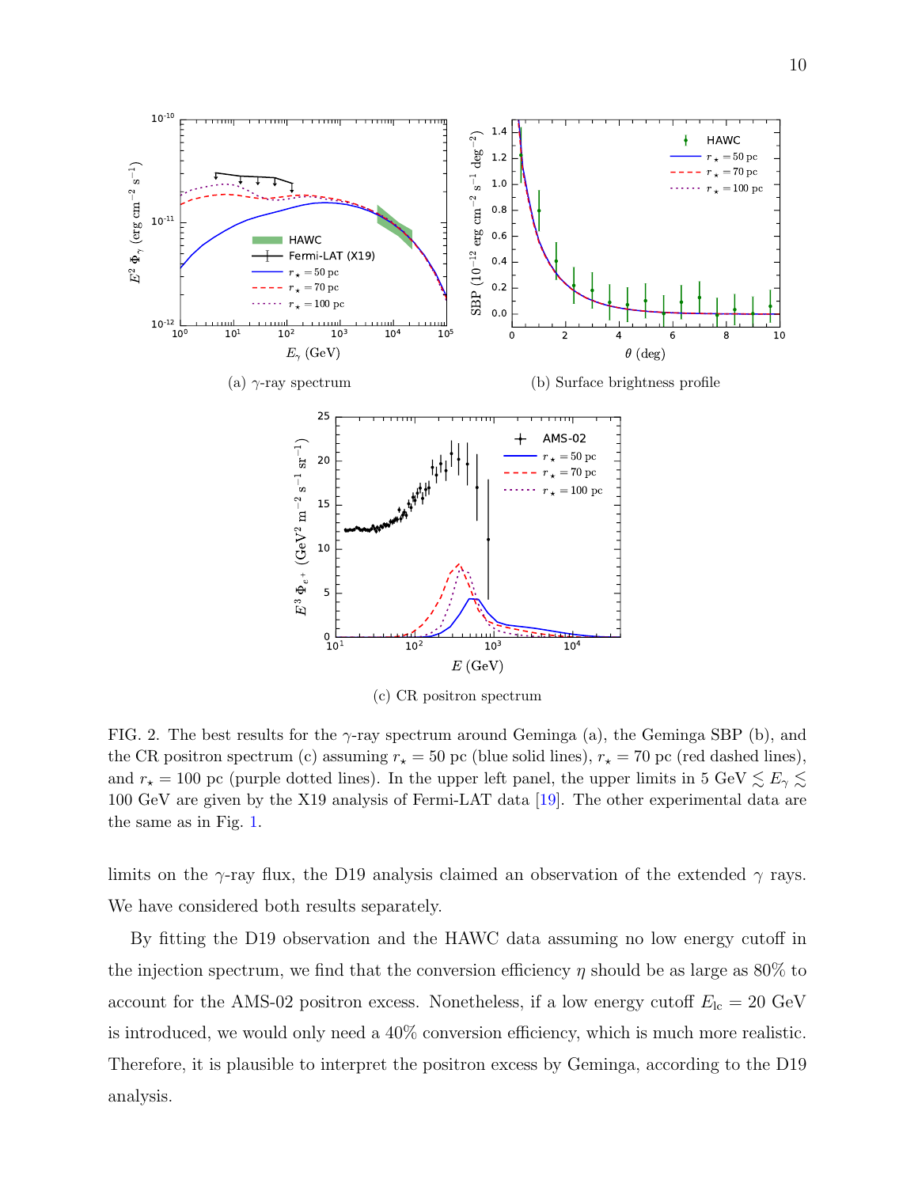(a) $\gamma$-ray spectrum

(b) Surface brightness profile

(c) CR positron spectrum

FIG. 2. The best results for the $\gamma$-ray spectrum around Geminga (a), the Geminga SBP (b), and the CR positron spectrum (c) assuming $r_\star = 50$ pc (blue solid lines), $r_\star = 70$ pc (red dashed lines), and $r_\star = 100$ pc (purple dotted lines). In the upper left panel, the upper limits in 5 GeV $\lesssim E_\gamma \lesssim$ 100 GeV are given by the X19 analysis of Fermi-LAT data [19]. The other experimental data are the same as in Fig. 1.

limits on the $\gamma$-ray flux, the D19 analysis claimed an observation of the extended $\gamma$ rays. We have considered both results separately.

By fitting the D19 observation and the HAWC data assuming no low energy cutoff in the injection spectrum, we find that the conversion efficiency $\eta$ should be as large as 80% to account for the AMS-02 positron excess. Nonetheless, if a low energy cutoff $E_{\rm lc} = 20$ GeV is introduced, we would only need a 40% conversion efficiency, which is much more realistic. Therefore, it is plausible to interpret the positron excess by Geminga, according to the D19 analysis.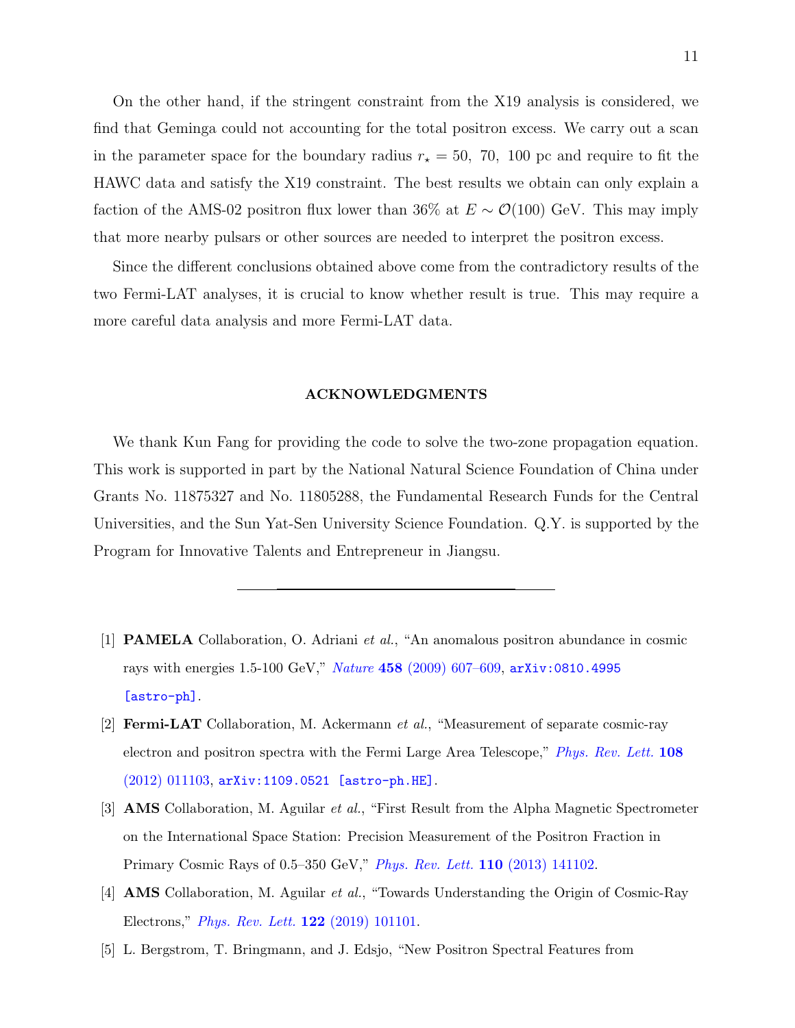On the other hand, if the stringent constraint from the X19 analysis is considered, we find that Geminga could not accounting for the total positron excess. We carry out a scan in the parameter space for the boundary radius $r_\star = 50,\ 70,\ 100$ pc and require to fit the HAWC data and satisfy the X19 constraint. The best results we obtain can only explain a faction of the AMS-02 positron flux lower than 36% at $E \sim \mathcal{O}(100)$ GeV. This may imply that more nearby pulsars or other sources are needed to interpret the positron excess.

Since the different conclusions obtained above come from the contradictory results of the two Fermi-LAT analyses, it is crucial to know whether result is true. This may require a more careful data analysis and more Fermi-LAT data.

## ACKNOWLEDGMENTS

We thank Kun Fang for providing the code to solve the two-zone propagation equation. This work is supported in part by the National Natural Science Foundation of China under Grants No. 11875327 and No. 11805288, the Fundamental Research Funds for the Central Universities, and the Sun Yat-Sen University Science Foundation. Q.Y. is supported by the Program for Innovative Talents and Entrepreneur in Jiangsu.

---

[1] **PAMELA** Collaboration, O. Adriani *et al.*, "An anomalous positron abundance in cosmic rays with energies 1.5-100 GeV," *Nature* **458** (2009) 607–609, arXiv:0810.4995 [astro-ph].

[2] **Fermi-LAT** Collaboration, M. Ackermann *et al.*, "Measurement of separate cosmic-ray electron and positron spectra with the Fermi Large Area Telescope," *Phys. Rev. Lett.* **108** (2012) 011103, arXiv:1109.0521 [astro-ph.HE].

[3] **AMS** Collaboration, M. Aguilar *et al.*, "First Result from the Alpha Magnetic Spectrometer on the International Space Station: Precision Measurement of the Positron Fraction in Primary Cosmic Rays of 0.5–350 GeV," *Phys. Rev. Lett.* **110** (2013) 141102.

[4] **AMS** Collaboration, M. Aguilar *et al.*, "Towards Understanding the Origin of Cosmic-Ray Electrons," *Phys. Rev. Lett.* **122** (2019) 101101.

[5] L. Bergstrom, T. Bringmann, and J. Edsjo, "New Positron Spectral Features from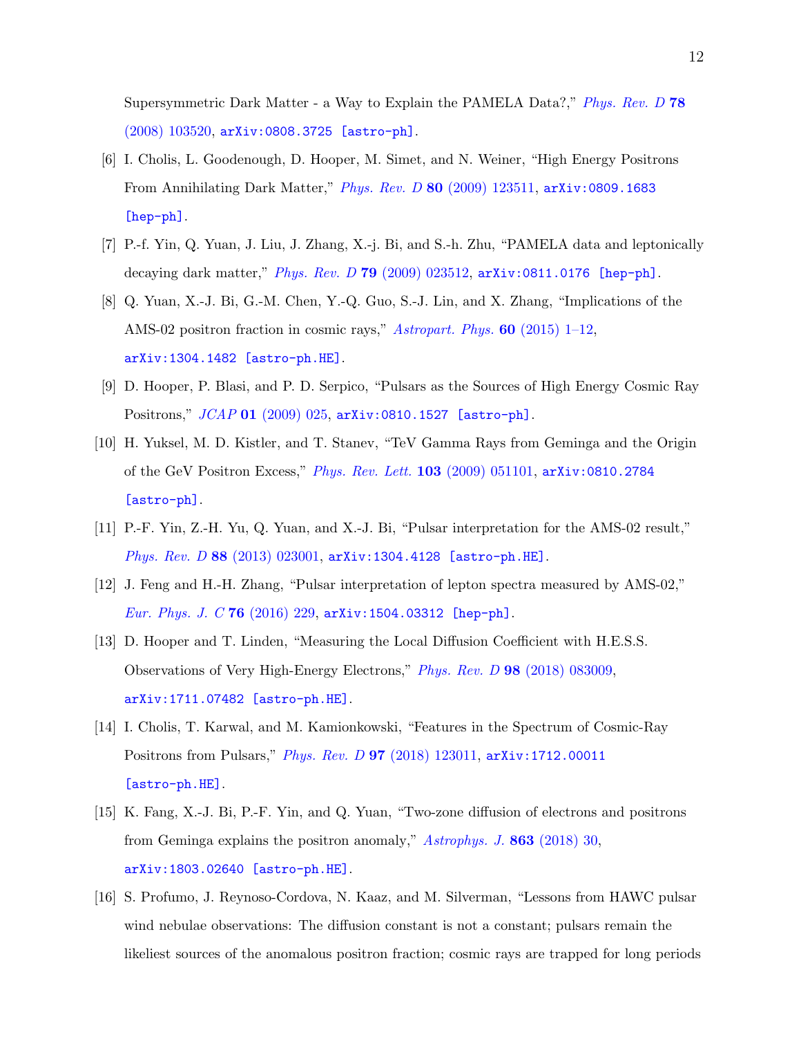Supersymmetric Dark Matter - a Way to Explain the PAMELA Data?," *Phys. Rev. D* **78** (2008) 103520, arXiv:0808.3725 [astro-ph].

[6] I. Cholis, L. Goodenough, D. Hooper, M. Simet, and N. Weiner, "High Energy Positrons From Annihilating Dark Matter," *Phys. Rev. D* **80** (2009) 123511, arXiv:0809.1683 [hep-ph].

[7] P.-f. Yin, Q. Yuan, J. Liu, J. Zhang, X.-j. Bi, and S.-h. Zhu, "PAMELA data and leptonically decaying dark matter," *Phys. Rev. D* **79** (2009) 023512, arXiv:0811.0176 [hep-ph].

[8] Q. Yuan, X.-J. Bi, G.-M. Chen, Y.-Q. Guo, S.-J. Lin, and X. Zhang, "Implications of the AMS-02 positron fraction in cosmic rays," *Astropart. Phys.* **60** (2015) 1–12, arXiv:1304.1482 [astro-ph.HE].

[9] D. Hooper, P. Blasi, and P. D. Serpico, "Pulsars as the Sources of High Energy Cosmic Ray Positrons," *JCAP* **01** (2009) 025, arXiv:0810.1527 [astro-ph].

[10] H. Yuksel, M. D. Kistler, and T. Stanev, "TeV Gamma Rays from Geminga and the Origin of the GeV Positron Excess," *Phys. Rev. Lett.* **103** (2009) 051101, arXiv:0810.2784 [astro-ph].

[11] P.-F. Yin, Z.-H. Yu, Q. Yuan, and X.-J. Bi, "Pulsar interpretation for the AMS-02 result," *Phys. Rev. D* **88** (2013) 023001, arXiv:1304.4128 [astro-ph.HE].

[12] J. Feng and H.-H. Zhang, "Pulsar interpretation of lepton spectra measured by AMS-02," *Eur. Phys. J. C* **76** (2016) 229, arXiv:1504.03312 [hep-ph].

[13] D. Hooper and T. Linden, "Measuring the Local Diffusion Coefficient with H.E.S.S. Observations of Very High-Energy Electrons," *Phys. Rev. D* **98** (2018) 083009, arXiv:1711.07482 [astro-ph.HE].

[14] I. Cholis, T. Karwal, and M. Kamionkowski, "Features in the Spectrum of Cosmic-Ray Positrons from Pulsars," *Phys. Rev. D* **97** (2018) 123011, arXiv:1712.00011 [astro-ph.HE].

[15] K. Fang, X.-J. Bi, P.-F. Yin, and Q. Yuan, "Two-zone diffusion of electrons and positrons from Geminga explains the positron anomaly," *Astrophys. J.* **863** (2018) 30, arXiv:1803.02640 [astro-ph.HE].

[16] S. Profumo, J. Reynoso-Cordova, N. Kaaz, and M. Silverman, "Lessons from HAWC pulsar wind nebulae observations: The diffusion constant is not a constant; pulsars remain the likeliest sources of the anomalous positron fraction; cosmic rays are trapped for long periods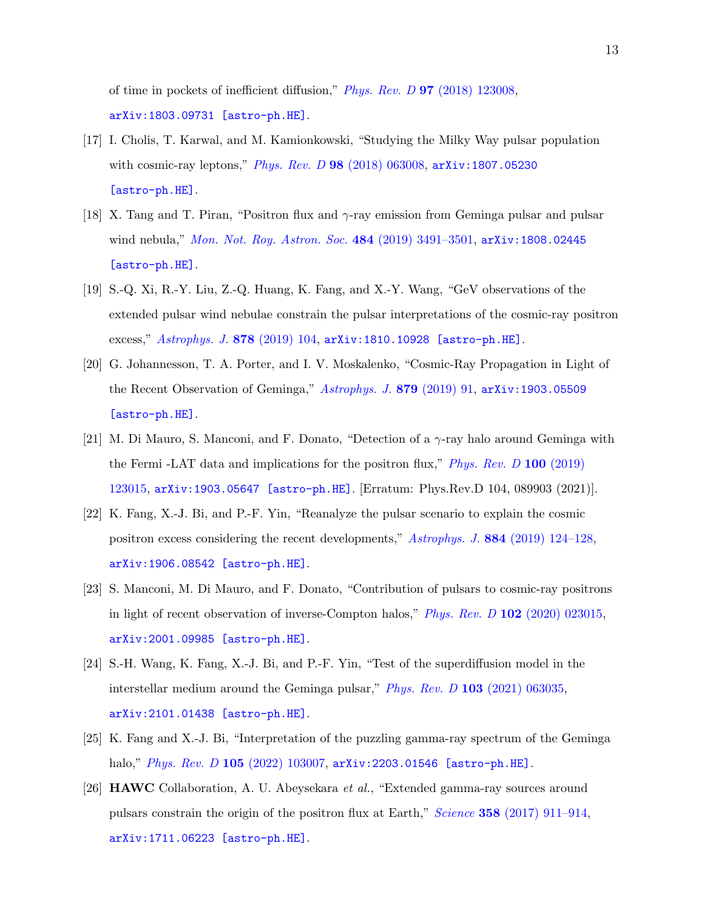of time in pockets of inefficient diffusion," *Phys. Rev. D* **97** (2018) 123008, arXiv:1803.09731 [astro-ph.HE].

[17] I. Cholis, T. Karwal, and M. Kamionkowski, "Studying the Milky Way pulsar population with cosmic-ray leptons," *Phys. Rev. D* **98** (2018) 063008, arXiv:1807.05230 [astro-ph.HE].

[18] X. Tang and T. Piran, "Positron flux and $\gamma$-ray emission from Geminga pulsar and pulsar wind nebula," *Mon. Not. Roy. Astron. Soc.* **484** (2019) 3491–3501, arXiv:1808.02445 [astro-ph.HE].

[19] S.-Q. Xi, R.-Y. Liu, Z.-Q. Huang, K. Fang, and X.-Y. Wang, "GeV observations of the extended pulsar wind nebulae constrain the pulsar interpretations of the cosmic-ray positron excess," *Astrophys. J.* **878** (2019) 104, arXiv:1810.10928 [astro-ph.HE].

[20] G. Johannesson, T. A. Porter, and I. V. Moskalenko, "Cosmic-Ray Propagation in Light of the Recent Observation of Geminga," *Astrophys. J.* **879** (2019) 91, arXiv:1903.05509 [astro-ph.HE].

[21] M. Di Mauro, S. Manconi, and F. Donato, "Detection of a $\gamma$-ray halo around Geminga with the Fermi -LAT data and implications for the positron flux," *Phys. Rev. D* **100** (2019) 123015, arXiv:1903.05647 [astro-ph.HE]. [Erratum: Phys.Rev.D 104, 089903 (2021)].

[22] K. Fang, X.-J. Bi, and P.-F. Yin, "Reanalyze the pulsar scenario to explain the cosmic positron excess considering the recent developments," *Astrophys. J.* **884** (2019) 124–128, arXiv:1906.08542 [astro-ph.HE].

[23] S. Manconi, M. Di Mauro, and F. Donato, "Contribution of pulsars to cosmic-ray positrons in light of recent observation of inverse-Compton halos," *Phys. Rev. D* **102** (2020) 023015, arXiv:2001.09985 [astro-ph.HE].

[24] S.-H. Wang, K. Fang, X.-J. Bi, and P.-F. Yin, "Test of the superdiffusion model in the interstellar medium around the Geminga pulsar," *Phys. Rev. D* **103** (2021) 063035, arXiv:2101.01438 [astro-ph.HE].

[25] K. Fang and X.-J. Bi, "Interpretation of the puzzling gamma-ray spectrum of the Geminga halo," *Phys. Rev. D* **105** (2022) 103007, arXiv:2203.01546 [astro-ph.HE].

[26] **HAWC** Collaboration, A. U. Abeysekara *et al.*, "Extended gamma-ray sources around pulsars constrain the origin of the positron flux at Earth," *Science* **358** (2017) 911–914, arXiv:1711.06223 [astro-ph.HE].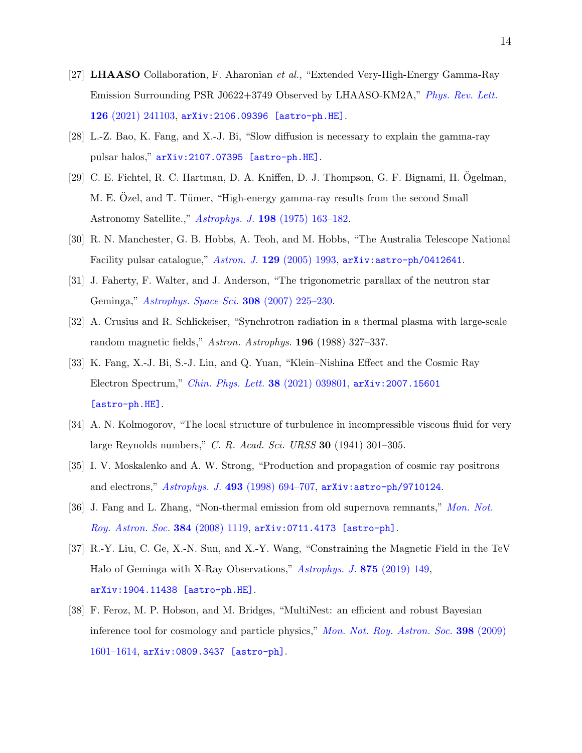[27] **LHAASO** Collaboration, F. Aharonian *et al.*, "Extended Very-High-Energy Gamma-Ray Emission Surrounding PSR J0622+3749 Observed by LHAASO-KM2A," *Phys. Rev. Lett.* **126** (2021) 241103, arXiv:2106.09396 [astro-ph.HE].

[28] L.-Z. Bao, K. Fang, and X.-J. Bi, "Slow diffusion is necessary to explain the gamma-ray pulsar halos," arXiv:2107.07395 [astro-ph.HE].

[29] C. E. Fichtel, R. C. Hartman, D. A. Kniffen, D. J. Thompson, G. F. Bignami, H. Ögelman, M. E. Özel, and T. Tümer, "High-energy gamma-ray results from the second Small Astronomy Satellite.," *Astrophys. J.* **198** (1975) 163–182.

[30] R. N. Manchester, G. B. Hobbs, A. Teoh, and M. Hobbs, "The Australia Telescope National Facility pulsar catalogue," *Astron. J.* **129** (2005) 1993, arXiv:astro-ph/0412641.

[31] J. Faherty, F. Walter, and J. Anderson, "The trigonometric parallax of the neutron star Geminga," *Astrophys. Space Sci.* **308** (2007) 225–230.

[32] A. Crusius and R. Schlickeiser, "Synchrotron radiation in a thermal plasma with large-scale random magnetic fields," *Astron. Astrophys.* **196** (1988) 327–337.

[33] K. Fang, X.-J. Bi, S.-J. Lin, and Q. Yuan, "Klein–Nishina Effect and the Cosmic Ray Electron Spectrum," *Chin. Phys. Lett.* **38** (2021) 039801, arXiv:2007.15601 [astro-ph.HE].

[34] A. N. Kolmogorov, "The local structure of turbulence in incompressible viscous fluid for very large Reynolds numbers," *C. R. Acad. Sci. URSS* **30** (1941) 301–305.

[35] I. V. Moskalenko and A. W. Strong, "Production and propagation of cosmic ray positrons and electrons," *Astrophys. J.* **493** (1998) 694–707, arXiv:astro-ph/9710124.

[36] J. Fang and L. Zhang, "Non-thermal emission from old supernova remnants," *Mon. Not. Roy. Astron. Soc.* **384** (2008) 1119, arXiv:0711.4173 [astro-ph].

[37] R.-Y. Liu, C. Ge, X.-N. Sun, and X.-Y. Wang, "Constraining the Magnetic Field in the TeV Halo of Geminga with X-Ray Observations," *Astrophys. J.* **875** (2019) 149, arXiv:1904.11438 [astro-ph.HE].

[38] F. Feroz, M. P. Hobson, and M. Bridges, "MultiNest: an efficient and robust Bayesian inference tool for cosmology and particle physics," *Mon. Not. Roy. Astron. Soc.* **398** (2009) 1601–1614, arXiv:0809.3437 [astro-ph].